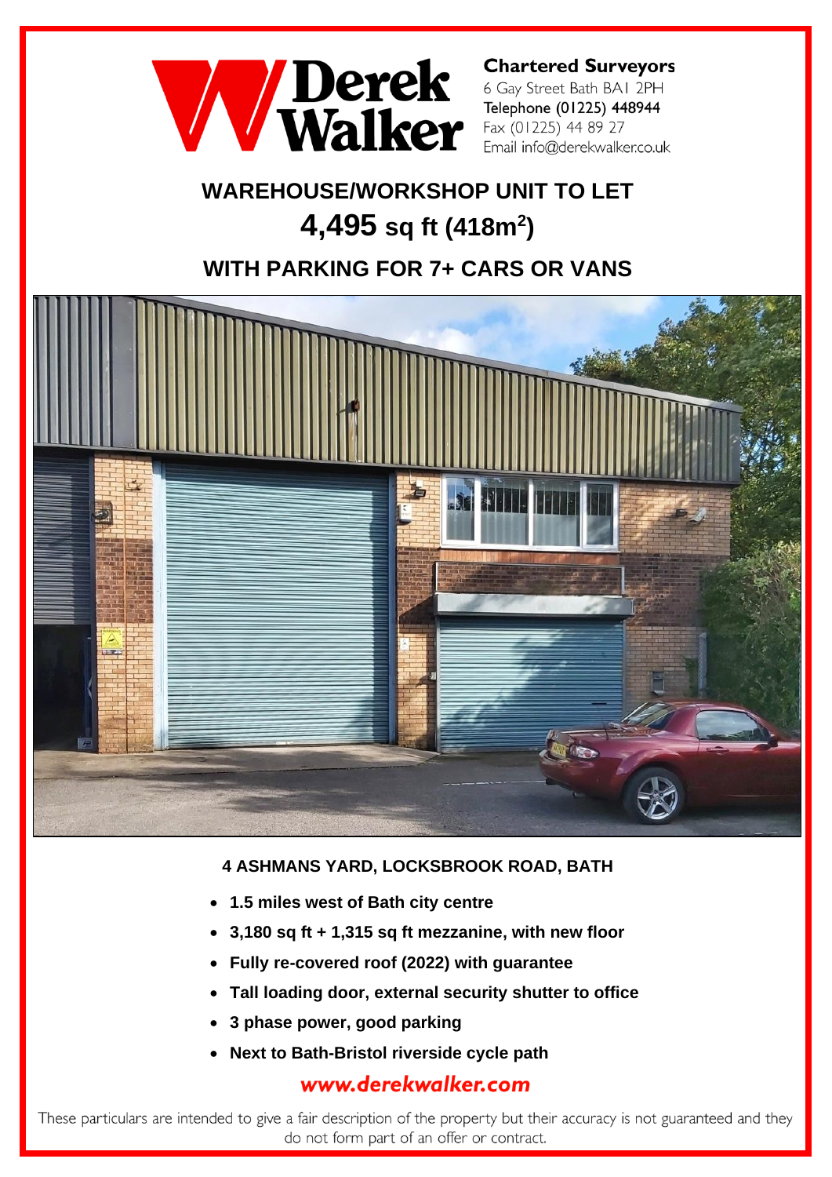Derek Walker

**Chartered Surveyors**
6 Gay Street Bath BA1 2PH
Telephone (01225) 448944
Fax (01225) 44 89 27
Email info@derekwalker.co.uk

# WAREHOUSE/WORKSHOP UNIT TO LET

# 4,495 sq ft (418m$^2$)

## WITH PARKING FOR 7+ CARS OR VANS

**4 ASHMANS YARD, LOCKSBROOK ROAD, BATH**

- **1.5 miles west of Bath city centre**
- **3,180 sq ft + 1,315 sq ft mezzanine, with new floor**
- **Fully re-covered roof (2022) with guarantee**
- **Tall loading door, external security shutter to office**
- **3 phase power, good parking**
- **Next to Bath-Bristol riverside cycle path**

***www.derekwalker.com***

These particulars are intended to give a fair description of the property but their accuracy is not guaranteed and they do not form part of an offer or contract.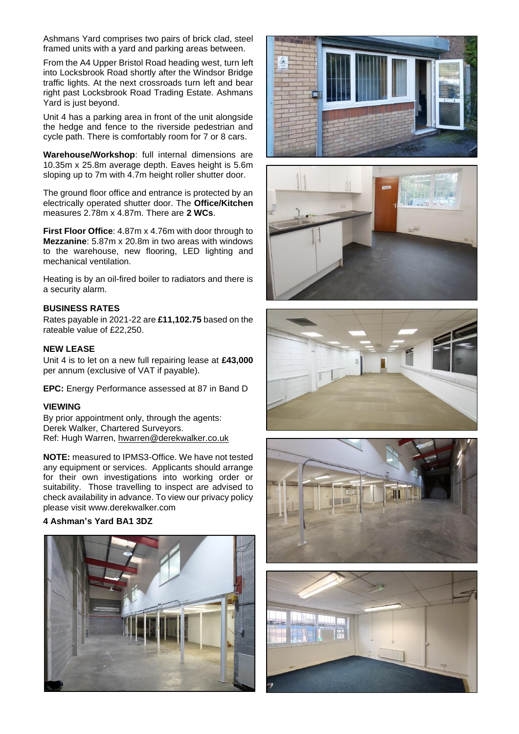Ashmans Yard comprises two pairs of brick clad, steel framed units with a yard and parking areas between.

From the A4 Upper Bristol Road heading west, turn left into Locksbrook Road shortly after the Windsor Bridge traffic lights. At the next crossroads turn left and bear right past Locksbrook Road Trading Estate. Ashmans Yard is just beyond.

Unit 4 has a parking area in front of the unit alongside the hedge and fence to the riverside pedestrian and cycle path. There is comfortably room for 7 or 8 cars.

**Warehouse/Workshop**: full internal dimensions are 10.35m x 25.8m average depth. Eaves height is 5.6m sloping up to 7m with 4.7m height roller shutter door.

The ground floor office and entrance is protected by an electrically operated shutter door. The **Office/Kitchen** measures 2.78m x 4.87m. There are **2 WCs**.

**First Floor Office**: 4.87m x 4.76m with door through to **Mezzanine**: 5.87m x 20.8m in two areas with windows to the warehouse, new flooring, LED lighting and mechanical ventilation.

Heating is by an oil-fired boiler to radiators and there is a security alarm.

## BUSINESS RATES

Rates payable in 2021-22 are **£11,102.75** based on the rateable value of £22,250.

## NEW LEASE

Unit 4 is to let on a new full repairing lease at **£43,000** per annum (exclusive of VAT if payable).

**EPC:** Energy Performance assessed at 87 in Band D

## VIEWING

By prior appointment only, through the agents:
Derek Walker, Chartered Surveyors.
Ref: Hugh Warren, hwarren@derekwalker.co.uk

**NOTE:** measured to IPMS3-Office. We have not tested any equipment or services. Applicants should arrange for their own investigations into working order or suitability. Those travelling to inspect are advised to check availability in advance. To view our privacy policy please visit www.derekwalker.com

**4 Ashman's Yard BA1 3DZ**